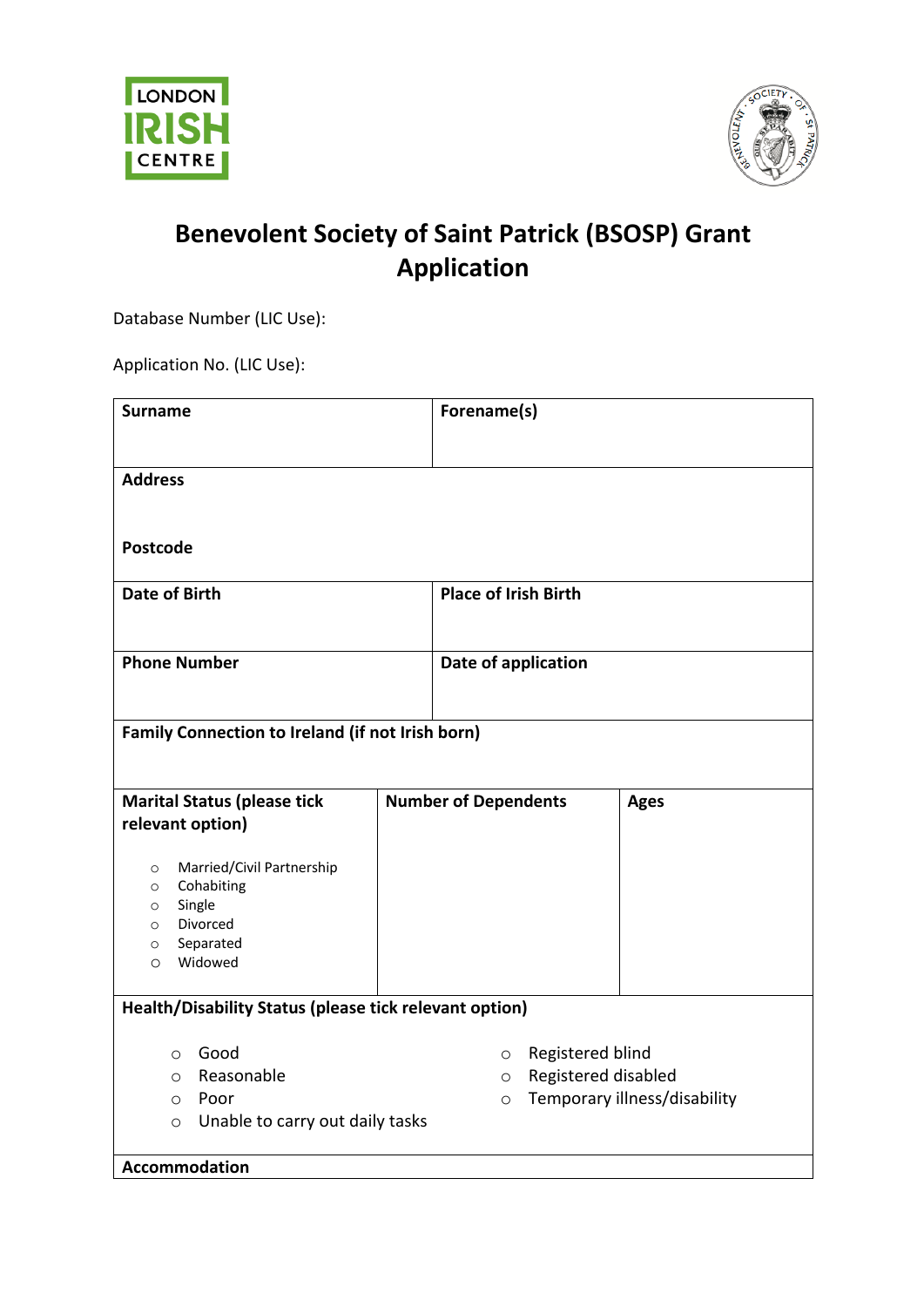LONDON IRISH CENTRE

# Benevolent Society of Saint Patrick (BSOSP) Grant Application

Database Number (LIC Use):

Application No. (LIC Use):

| **Surname** | **Forename(s)** |
|---|---|
| **Address**<br><br>**Postcode** | |
| **Date of Birth** | **Place of Irish Birth** |
| **Phone Number** | **Date of application** |
| **Family Connection to Ireland (if not Irish born)** | |

| **Marital Status (please tick relevant option)** | **Number of Dependents** | **Ages** |
|---|---|---|
| ○ Married/Civil Partnership<br>○ Cohabiting<br>○ Single<br>○ Divorced<br>○ Separated<br>○ Widowed | | |

**Health/Disability Status (please tick relevant option)**

- ○ Good
- ○ Reasonable
- ○ Poor
- ○ Unable to carry out daily tasks
- ○ Registered blind
- ○ Registered disabled
- ○ Temporary illness/disability

**Accommodation**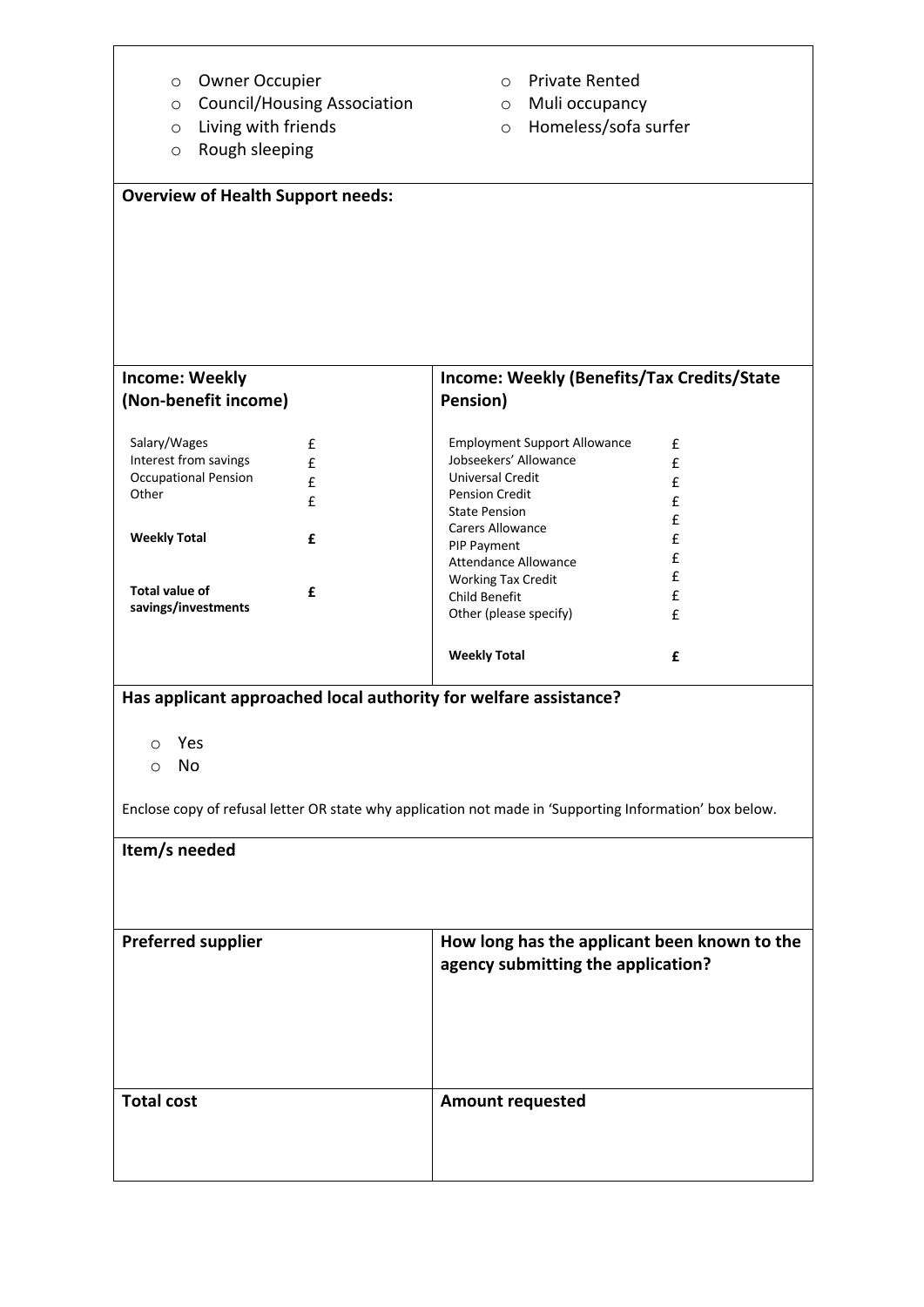- Owner Occupier
- Council/Housing Association
- Living with friends
- Rough sleeping
- Private Rented
- Muli occupancy
- Homeless/sofa surfer

**Overview of Health Support needs:**

| **Income: Weekly (Non-benefit income)** | | **Income: Weekly (Benefits/Tax Credits/State Pension)** | |
|---|---|---|---|
| Salary/Wages | £ | Employment Support Allowance | £ |
| Interest from savings | £ | Jobseekers' Allowance | £ |
| Occupational Pension | £ | Universal Credit | £ |
| Other | £ | Pension Credit | £ |
| | | State Pension | £ |
| **Weekly Total** | **£** | Carers Allowance | £ |
| | | PIP Payment | £ |
| | | Attendance Allowance | £ |
| **Total value of savings/investments** | **£** | Working Tax Credit | £ |
| | | Child Benefit | £ |
| | | Other (please specify) | £ |
| | | **Weekly Total** | **£** |

**Has applicant approached local authority for welfare assistance?**

- Yes
- No

Enclose copy of refusal letter OR state why application not made in 'Supporting Information' box below.

**Item/s needed**

| **Preferred supplier** | **How long has the applicant been known to the agency submitting the application?** |
|---|---|
| | |

| **Total cost** | **Amount requested** |
|---|---|
| | |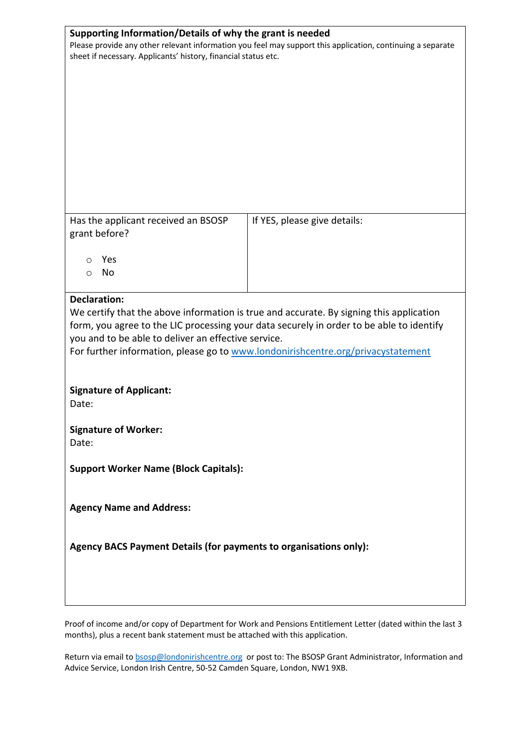**Supporting Information/Details of why the grant is needed**

Please provide any other relevant information you feel may support this application, continuing a separate sheet if necessary. Applicants' history, financial status etc.

| | |
|---|---|
| Has the applicant received an BSOSP grant before?<br><br>○ Yes<br>○ No | If YES, please give details: |

**Declaration:**

We certify that the above information is true and accurate. By signing this application form, you agree to the LIC processing your data securely in order to be able to identify you and to be able to deliver an effective service.

For further information, please go to [www.londonirishcentre.org/privacystatement](www.londonirishcentre.org/privacystatement)

**Signature of Applicant:**

Date:

**Signature of Worker:**

Date:

**Support Worker Name (Block Capitals):**

**Agency Name and Address:**

**Agency BACS Payment Details (for payments to organisations only):**

Proof of income and/or copy of Department for Work and Pensions Entitlement Letter (dated within the last 3 months), plus a recent bank statement must be attached with this application.

Return via email to [bsosp@londonirishcentre.org](mailto:bsosp@londonirishcentre.org) or post to: The BSOSP Grant Administrator, Information and Advice Service, London Irish Centre, 50-52 Camden Square, London, NW1 9XB.